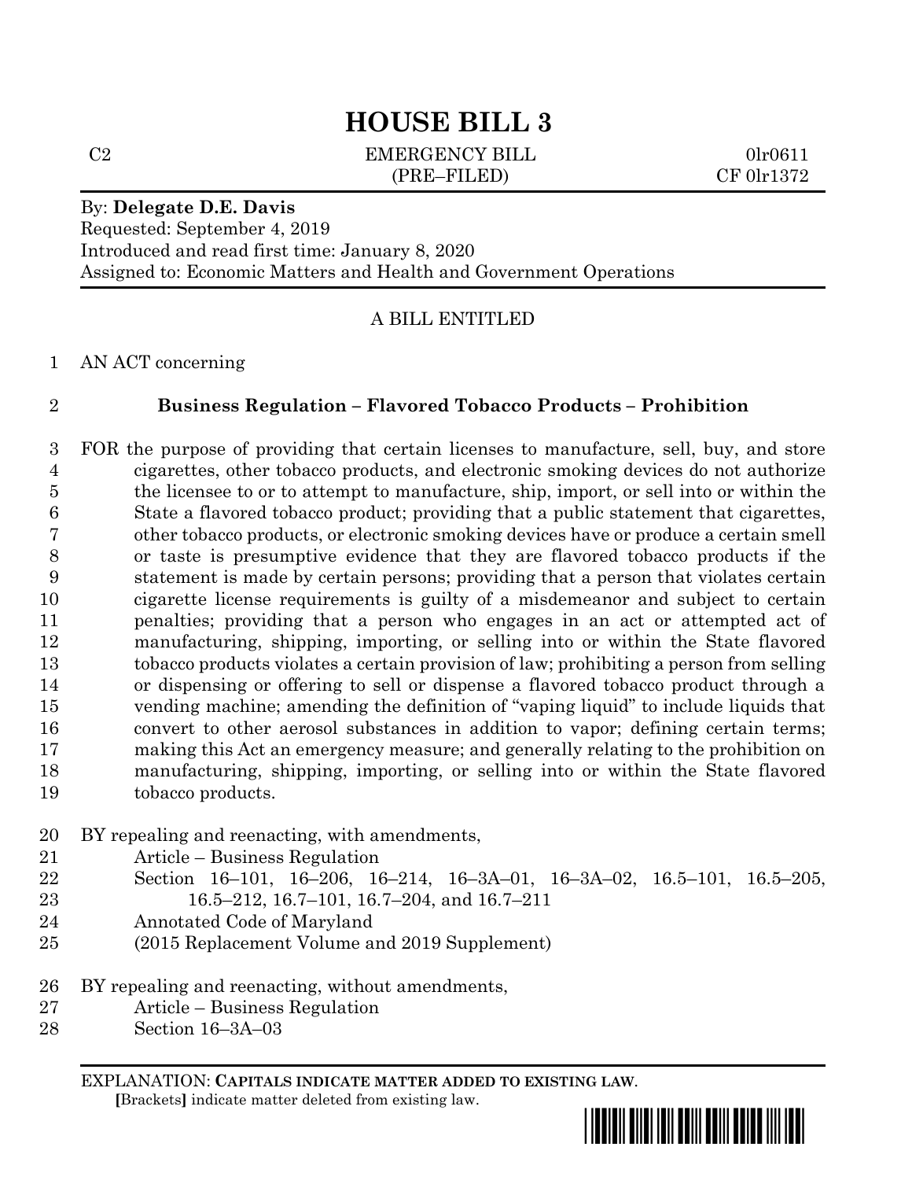# HOUSE BILL 3

C2 EMERGENCY BILL 0lr0611
(PRE–FILED) CF 0lr1372

By: **Delegate D.E. Davis**
Requested: September 4, 2019
Introduced and read first time: January 8, 2020
Assigned to: Economic Matters and Health and Government Operations

A BILL ENTITLED

1 AN ACT concerning

2 **Business Regulation – Flavored Tobacco Products – Prohibition**

3 FOR the purpose of providing that certain licenses to manufacture, sell, buy, and store
4 cigarettes, other tobacco products, and electronic smoking devices do not authorize
5 the licensee to or to attempt to manufacture, ship, import, or sell into or within the
6 State a flavored tobacco product; providing that a public statement that cigarettes,
7 other tobacco products, or electronic smoking devices have or produce a certain smell
8 or taste is presumptive evidence that they are flavored tobacco products if the
9 statement is made by certain persons; providing that a person that violates certain
10 cigarette license requirements is guilty of a misdemeanor and subject to certain
11 penalties; providing that a person who engages in an act or attempted act of
12 manufacturing, shipping, importing, or selling into or within the State flavored
13 tobacco products violates a certain provision of law; prohibiting a person from selling
14 or dispensing or offering to sell or dispense a flavored tobacco product through a
15 vending machine; amending the definition of "vaping liquid" to include liquids that
16 convert to other aerosol substances in addition to vapor; defining certain terms;
17 making this Act an emergency measure; and generally relating to the prohibition on
18 manufacturing, shipping, importing, or selling into or within the State flavored
19 tobacco products.

20 BY repealing and reenacting, with amendments,
21 Article – Business Regulation
22 Section 16–101, 16–206, 16–214, 16–3A–01, 16–3A–02, 16.5–101, 16.5–205,
23 16.5–212, 16.7–101, 16.7–204, and 16.7–211
24 Annotated Code of Maryland
25 (2015 Replacement Volume and 2019 Supplement)

26 BY repealing and reenacting, without amendments,
27 Article – Business Regulation
28 Section 16–3A–03

EXPLANATION: **CAPITALS INDICATE MATTER ADDED TO EXISTING LAW**.
**[**Brackets**]** indicate matter deleted from existing law.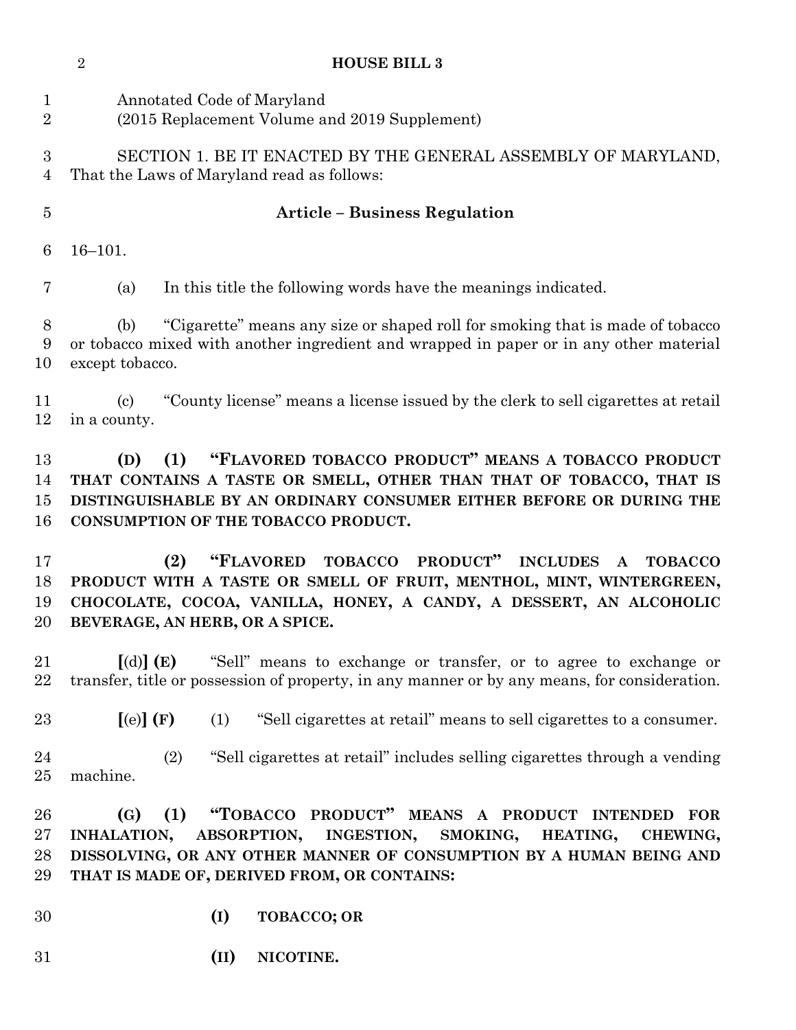Annotated Code of Maryland
(2015 Replacement Volume and 2019 Supplement)

SECTION 1. BE IT ENACTED BY THE GENERAL ASSEMBLY OF MARYLAND, That the Laws of Maryland read as follows:

## Article – Business Regulation

16–101.

(a) In this title the following words have the meanings indicated.

(b) "Cigarette" means any size or shaped roll for smoking that is made of tobacco or tobacco mixed with another ingredient and wrapped in paper or in any other material except tobacco.

(c) "County license" means a license issued by the clerk to sell cigarettes at retail in a county.

**(D) (1) "FLAVORED TOBACCO PRODUCT" MEANS A TOBACCO PRODUCT THAT CONTAINS A TASTE OR SMELL, OTHER THAN THAT OF TOBACCO, THAT IS DISTINGUISHABLE BY AN ORDINARY CONSUMER EITHER BEFORE OR DURING THE CONSUMPTION OF THE TOBACCO PRODUCT.**

**(2) "FLAVORED TOBACCO PRODUCT" INCLUDES A TOBACCO PRODUCT WITH A TASTE OR SMELL OF FRUIT, MENTHOL, MINT, WINTERGREEN, CHOCOLATE, COCOA, VANILLA, HONEY, A CANDY, A DESSERT, AN ALCOHOLIC BEVERAGE, AN HERB, OR A SPICE.**

**[**(d)**] (E)** "Sell" means to exchange or transfer, or to agree to exchange or transfer, title or possession of property, in any manner or by any means, for consideration.

**[**(e)**] (F)** (1) "Sell cigarettes at retail" means to sell cigarettes to a consumer.

(2) "Sell cigarettes at retail" includes selling cigarettes through a vending machine.

**(G) (1) "TOBACCO PRODUCT" MEANS A PRODUCT INTENDED FOR INHALATION, ABSORPTION, INGESTION, SMOKING, HEATING, CHEWING, DISSOLVING, OR ANY OTHER MANNER OF CONSUMPTION BY A HUMAN BEING AND THAT IS MADE OF, DERIVED FROM, OR CONTAINS:**

**(I) TOBACCO; OR**

**(II) NICOTINE.**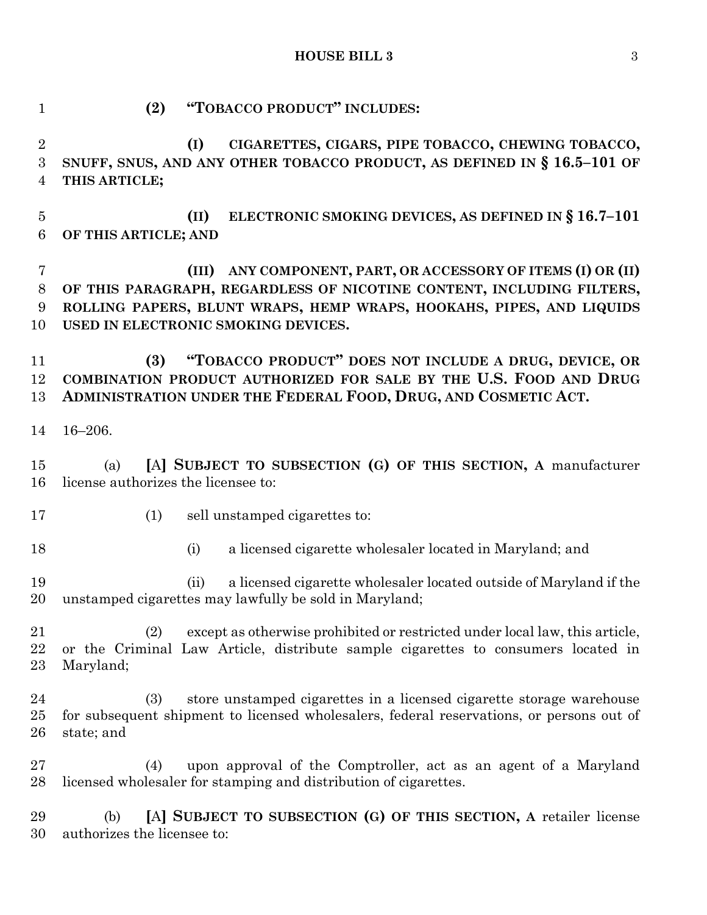**(2) "TOBACCO PRODUCT" INCLUDES:**

**(I) CIGARETTES, CIGARS, PIPE TOBACCO, CHEWING TOBACCO, SNUFF, SNUS, AND ANY OTHER TOBACCO PRODUCT, AS DEFINED IN § 16.5–101 OF THIS ARTICLE;**

**(II) ELECTRONIC SMOKING DEVICES, AS DEFINED IN § 16.7–101 OF THIS ARTICLE; AND**

**(III) ANY COMPONENT, PART, OR ACCESSORY OF ITEMS (I) OR (II) OF THIS PARAGRAPH, REGARDLESS OF NICOTINE CONTENT, INCLUDING FILTERS, ROLLING PAPERS, BLUNT WRAPS, HEMP WRAPS, HOOKAHS, PIPES, AND LIQUIDS USED IN ELECTRONIC SMOKING DEVICES.**

**(3) "TOBACCO PRODUCT" DOES NOT INCLUDE A DRUG, DEVICE, OR COMBINATION PRODUCT AUTHORIZED FOR SALE BY THE U.S. FOOD AND DRUG ADMINISTRATION UNDER THE FEDERAL FOOD, DRUG, AND COSMETIC ACT.**

16–206.

(a) [A] **SUBJECT TO SUBSECTION (G) OF THIS SECTION, A** manufacturer license authorizes the licensee to:

(1) sell unstamped cigarettes to:

(i) a licensed cigarette wholesaler located in Maryland; and

(ii) a licensed cigarette wholesaler located outside of Maryland if the unstamped cigarettes may lawfully be sold in Maryland;

(2) except as otherwise prohibited or restricted under local law, this article, or the Criminal Law Article, distribute sample cigarettes to consumers located in Maryland;

(3) store unstamped cigarettes in a licensed cigarette storage warehouse for subsequent shipment to licensed wholesalers, federal reservations, or persons out of state; and

(4) upon approval of the Comptroller, act as an agent of a Maryland licensed wholesaler for stamping and distribution of cigarettes.

(b) [A] **SUBJECT TO SUBSECTION (G) OF THIS SECTION, A** retailer license authorizes the licensee to: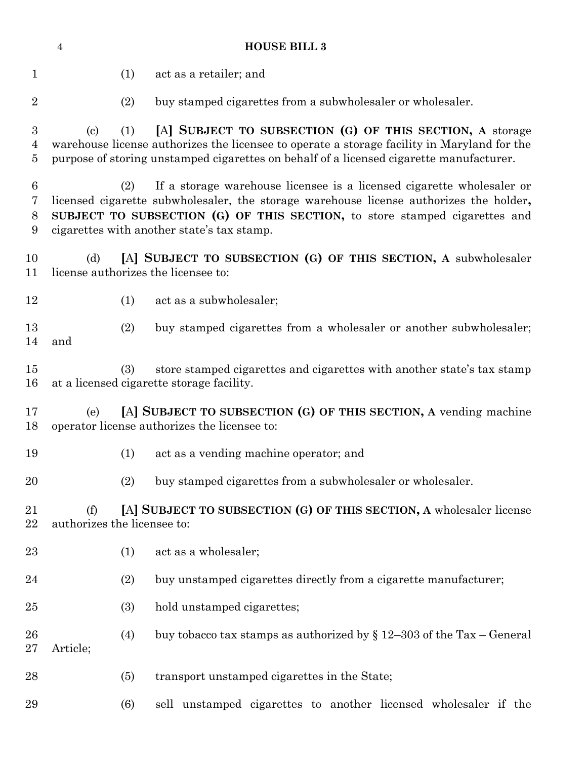(1) act as a retailer; and

(2) buy stamped cigarettes from a subwholesaler or wholesaler.

(c) (1) [A] **SUBJECT TO SUBSECTION (G) OF THIS SECTION, A** storage warehouse license authorizes the licensee to operate a storage facility in Maryland for the purpose of storing unstamped cigarettes on behalf of a licensed cigarette manufacturer.

(2) If a storage warehouse licensee is a licensed cigarette wholesaler or licensed cigarette subwholesaler, the storage warehouse license authorizes the holder**, SUBJECT TO SUBSECTION (G) OF THIS SECTION,** to store stamped cigarettes and cigarettes with another state's tax stamp.

(d) [A] **SUBJECT TO SUBSECTION (G) OF THIS SECTION, A** subwholesaler license authorizes the licensee to:

(1) act as a subwholesaler;

(2) buy stamped cigarettes from a wholesaler or another subwholesaler; and

(3) store stamped cigarettes and cigarettes with another state's tax stamp at a licensed cigarette storage facility.

(e) [A] **SUBJECT TO SUBSECTION (G) OF THIS SECTION, A** vending machine operator license authorizes the licensee to:

(1) act as a vending machine operator; and

(2) buy stamped cigarettes from a subwholesaler or wholesaler.

(f) [A] **SUBJECT TO SUBSECTION (G) OF THIS SECTION, A** wholesaler license authorizes the licensee to:

(1) act as a wholesaler;

(2) buy unstamped cigarettes directly from a cigarette manufacturer;

(3) hold unstamped cigarettes;

(4) buy tobacco tax stamps as authorized by § 12–303 of the Tax – General Article;

(5) transport unstamped cigarettes in the State;

(6) sell unstamped cigarettes to another licensed wholesaler if the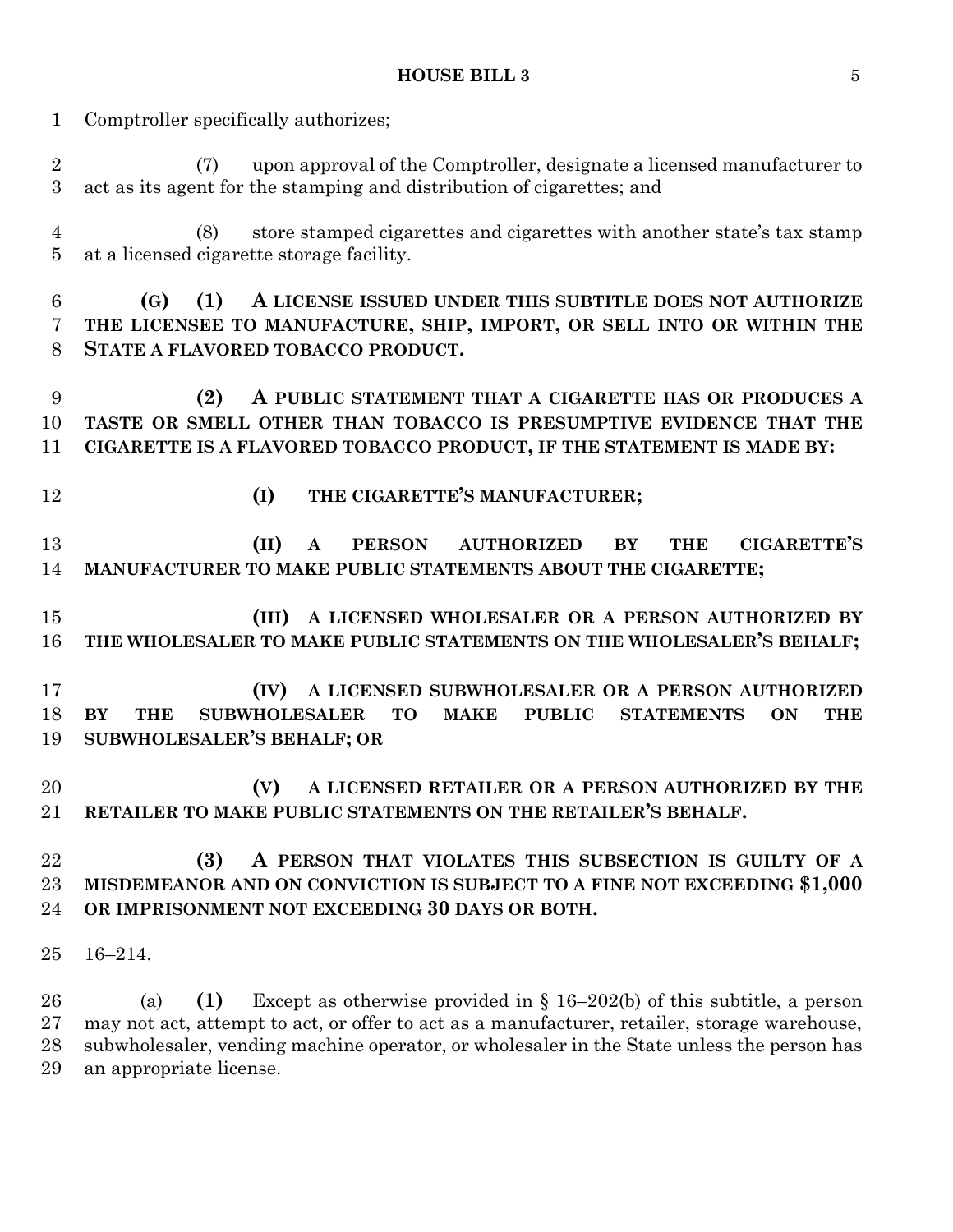Comptroller specifically authorizes;

(7) upon approval of the Comptroller, designate a licensed manufacturer to act as its agent for the stamping and distribution of cigarettes; and

(8) store stamped cigarettes and cigarettes with another state's tax stamp at a licensed cigarette storage facility.

**(G) (1) A LICENSE ISSUED UNDER THIS SUBTITLE DOES NOT AUTHORIZE THE LICENSEE TO MANUFACTURE, SHIP, IMPORT, OR SELL INTO OR WITHIN THE STATE A FLAVORED TOBACCO PRODUCT.**

**(2) A PUBLIC STATEMENT THAT A CIGARETTE HAS OR PRODUCES A TASTE OR SMELL OTHER THAN TOBACCO IS PRESUMPTIVE EVIDENCE THAT THE CIGARETTE IS A FLAVORED TOBACCO PRODUCT, IF THE STATEMENT IS MADE BY:**

**(I) THE CIGARETTE'S MANUFACTURER;**

**(II) A PERSON AUTHORIZED BY THE CIGARETTE'S MANUFACTURER TO MAKE PUBLIC STATEMENTS ABOUT THE CIGARETTE;**

**(III) A LICENSED WHOLESALER OR A PERSON AUTHORIZED BY THE WHOLESALER TO MAKE PUBLIC STATEMENTS ON THE WHOLESALER'S BEHALF;**

**(IV) A LICENSED SUBWHOLESALER OR A PERSON AUTHORIZED BY THE SUBWHOLESALER TO MAKE PUBLIC STATEMENTS ON THE SUBWHOLESALER'S BEHALF; OR**

**(V) A LICENSED RETAILER OR A PERSON AUTHORIZED BY THE RETAILER TO MAKE PUBLIC STATEMENTS ON THE RETAILER'S BEHALF.**

**(3) A PERSON THAT VIOLATES THIS SUBSECTION IS GUILTY OF A MISDEMEANOR AND ON CONVICTION IS SUBJECT TO A FINE NOT EXCEEDING $1,000 OR IMPRISONMENT NOT EXCEEDING 30 DAYS OR BOTH.**

16–214.

(a) **(1)** Except as otherwise provided in § 16–202(b) of this subtitle, a person may not act, attempt to act, or offer to act as a manufacturer, retailer, storage warehouse, subwholesaler, vending machine operator, or wholesaler in the State unless the person has an appropriate license.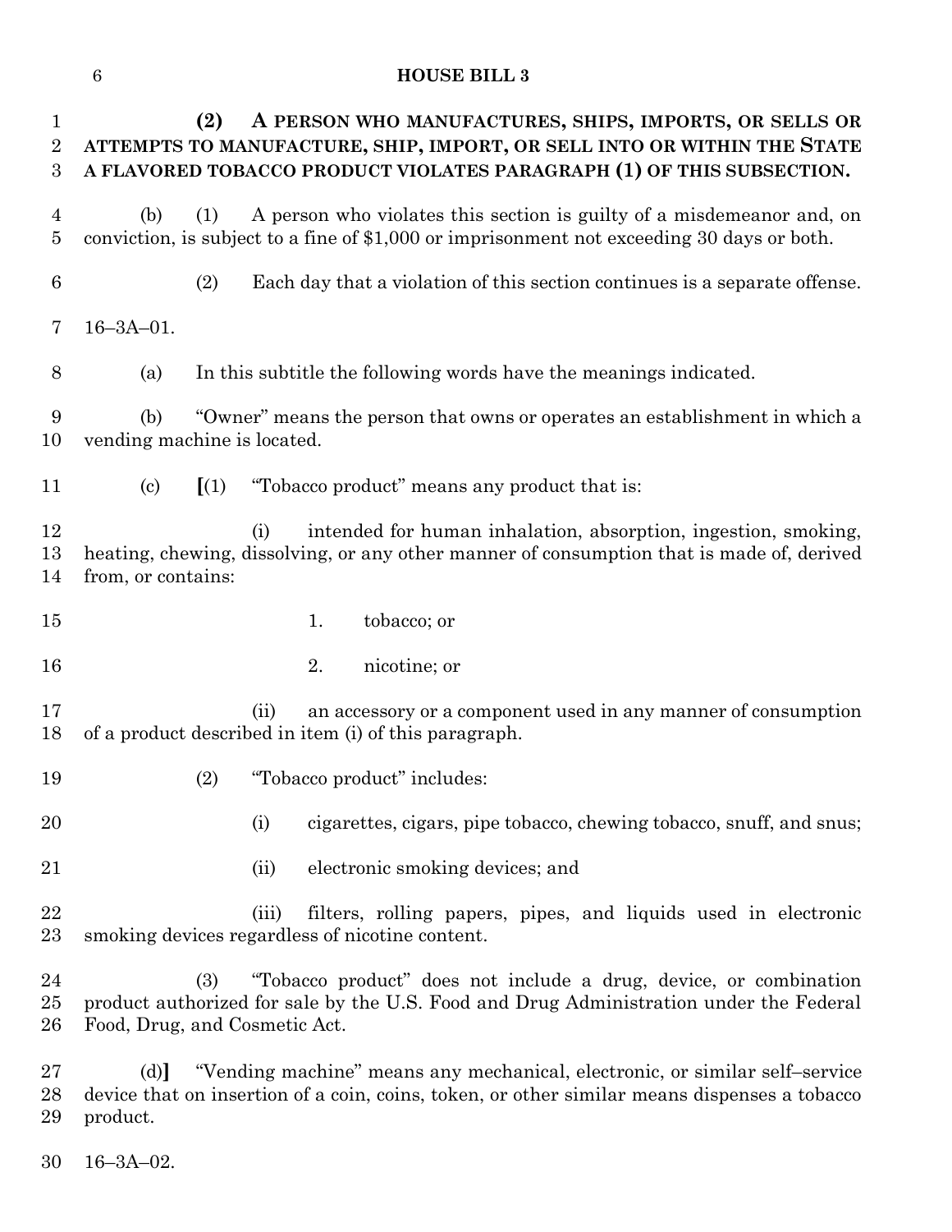**(2) A PERSON WHO MANUFACTURES, SHIPS, IMPORTS, OR SELLS OR ATTEMPTS TO MANUFACTURE, SHIP, IMPORT, OR SELL INTO OR WITHIN THE STATE A FLAVORED TOBACCO PRODUCT VIOLATES PARAGRAPH (1) OF THIS SUBSECTION.**

(b) (1) A person who violates this section is guilty of a misdemeanor and, on conviction, is subject to a fine of $1,000 or imprisonment not exceeding 30 days or both.

(2) Each day that a violation of this section continues is a separate offense.

16–3A–01.

(a) In this subtitle the following words have the meanings indicated.

(b) "Owner" means the person that owns or operates an establishment in which a vending machine is located.

(c) **[**(1) "Tobacco product" means any product that is:

(i) intended for human inhalation, absorption, ingestion, smoking, heating, chewing, dissolving, or any other manner of consumption that is made of, derived from, or contains:

1. tobacco; or

2. nicotine; or

(ii) an accessory or a component used in any manner of consumption of a product described in item (i) of this paragraph.

(2) "Tobacco product" includes:

(i) cigarettes, cigars, pipe tobacco, chewing tobacco, snuff, and snus;

(ii) electronic smoking devices; and

(iii) filters, rolling papers, pipes, and liquids used in electronic smoking devices regardless of nicotine content.

(3) "Tobacco product" does not include a drug, device, or combination product authorized for sale by the U.S. Food and Drug Administration under the Federal Food, Drug, and Cosmetic Act.

(d)**]** "Vending machine" means any mechanical, electronic, or similar self–service device that on insertion of a coin, coins, token, or other similar means dispenses a tobacco product.

16–3A–02.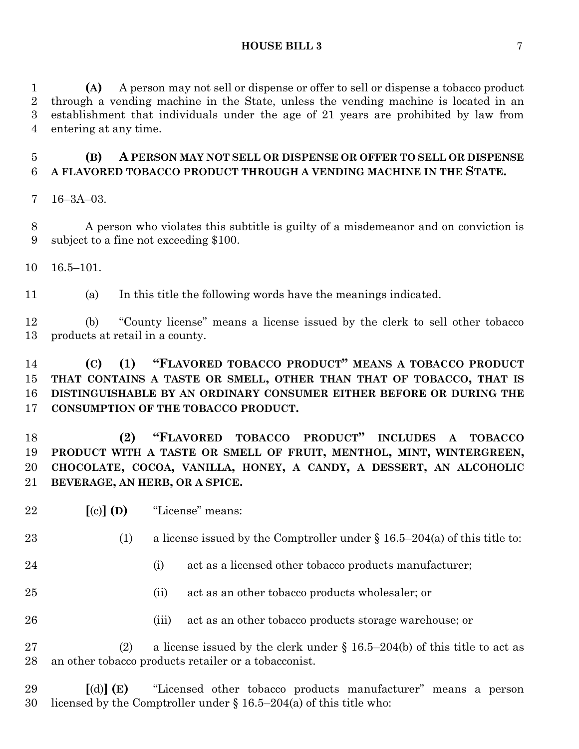**(A)** A person may not sell or dispense or offer to sell or dispense a tobacco product through a vending machine in the State, unless the vending machine is located in an establishment that individuals under the age of 21 years are prohibited by law from entering at any time.

**(B) A PERSON MAY NOT SELL OR DISPENSE OR OFFER TO SELL OR DISPENSE A FLAVORED TOBACCO PRODUCT THROUGH A VENDING MACHINE IN THE STATE.**

16–3A–03.

A person who violates this subtitle is guilty of a misdemeanor and on conviction is subject to a fine not exceeding $100.

16.5–101.

(a) In this title the following words have the meanings indicated.

(b) "County license" means a license issued by the clerk to sell other tobacco products at retail in a county.

**(C) (1) "FLAVORED TOBACCO PRODUCT" MEANS A TOBACCO PRODUCT THAT CONTAINS A TASTE OR SMELL, OTHER THAN THAT OF TOBACCO, THAT IS DISTINGUISHABLE BY AN ORDINARY CONSUMER EITHER BEFORE OR DURING THE CONSUMPTION OF THE TOBACCO PRODUCT.**

**(2) "FLAVORED TOBACCO PRODUCT" INCLUDES A TOBACCO PRODUCT WITH A TASTE OR SMELL OF FRUIT, MENTHOL, MINT, WINTERGREEN, CHOCOLATE, COCOA, VANILLA, HONEY, A CANDY, A DESSERT, AN ALCOHOLIC BEVERAGE, AN HERB, OR A SPICE.**

**[**(c)**] (D)** "License" means:

(1) a license issued by the Comptroller under § 16.5–204(a) of this title to:

(i) act as a licensed other tobacco products manufacturer;

(ii) act as an other tobacco products wholesaler; or

(iii) act as an other tobacco products storage warehouse; or

(2) a license issued by the clerk under § 16.5–204(b) of this title to act as an other tobacco products retailer or a tobacconist.

**[**(d)**] (E)** "Licensed other tobacco products manufacturer" means a person licensed by the Comptroller under § 16.5–204(a) of this title who: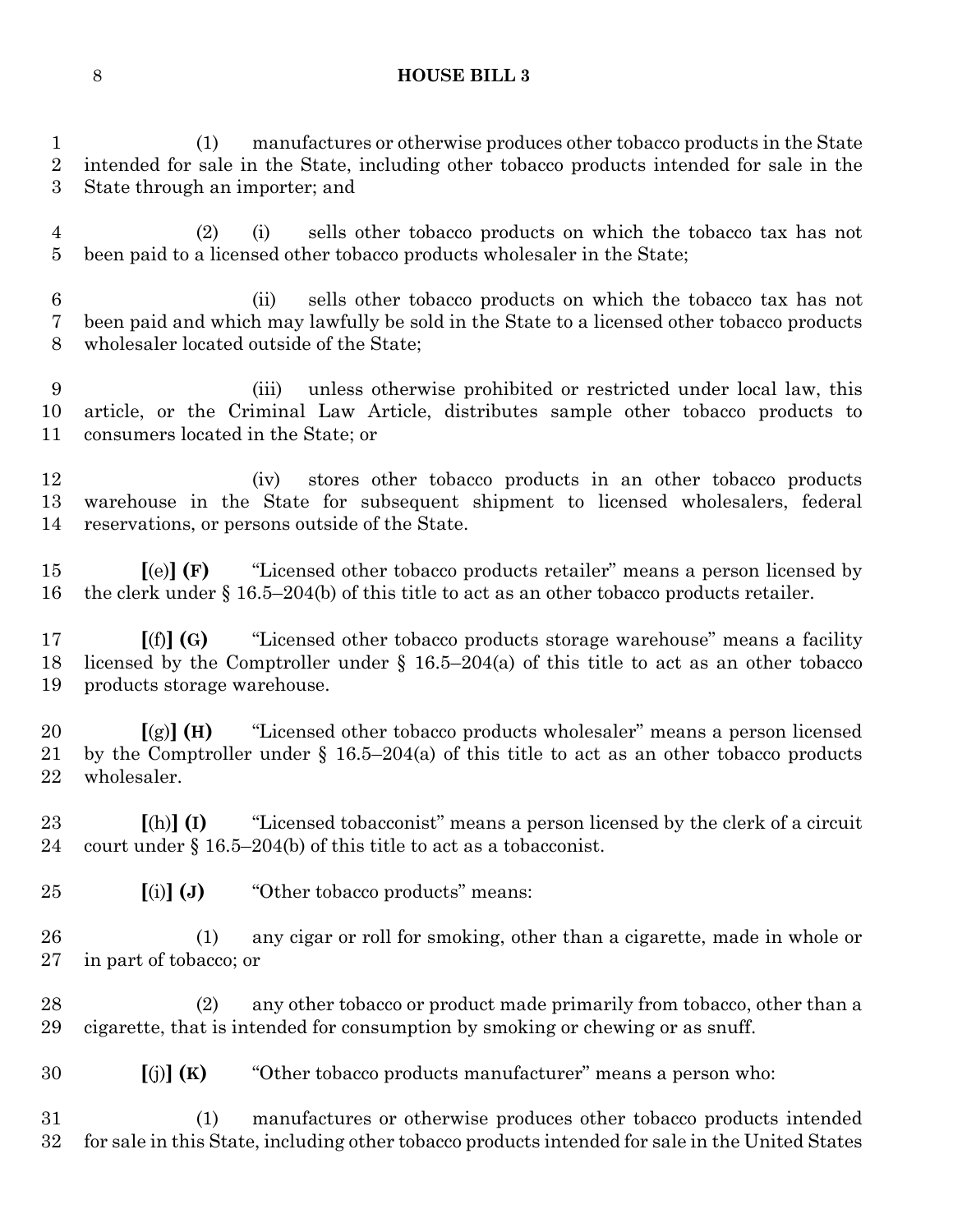(1) manufactures or otherwise produces other tobacco products in the State intended for sale in the State, including other tobacco products intended for sale in the State through an importer; and

(2) (i) sells other tobacco products on which the tobacco tax has not been paid to a licensed other tobacco products wholesaler in the State;

(ii) sells other tobacco products on which the tobacco tax has not been paid and which may lawfully be sold in the State to a licensed other tobacco products wholesaler located outside of the State;

(iii) unless otherwise prohibited or restricted under local law, this article, or the Criminal Law Article, distributes sample other tobacco products to consumers located in the State; or

(iv) stores other tobacco products in an other tobacco products warehouse in the State for subsequent shipment to licensed wholesalers, federal reservations, or persons outside of the State.

**[**(e)**] (F)** "Licensed other tobacco products retailer" means a person licensed by the clerk under § 16.5–204(b) of this title to act as an other tobacco products retailer.

**[**(f)**] (G)** "Licensed other tobacco products storage warehouse" means a facility licensed by the Comptroller under § 16.5–204(a) of this title to act as an other tobacco products storage warehouse.

**[**(g)**] (H)** "Licensed other tobacco products wholesaler" means a person licensed by the Comptroller under § 16.5–204(a) of this title to act as an other tobacco products wholesaler.

**[**(h)**] (I)** "Licensed tobacconist" means a person licensed by the clerk of a circuit court under § 16.5–204(b) of this title to act as a tobacconist.

**[**(i)**] (J)** "Other tobacco products" means:

(1) any cigar or roll for smoking, other than a cigarette, made in whole or in part of tobacco; or

(2) any other tobacco or product made primarily from tobacco, other than a cigarette, that is intended for consumption by smoking or chewing or as snuff.

**[**(j)**] (K)** "Other tobacco products manufacturer" means a person who:

(1) manufactures or otherwise produces other tobacco products intended for sale in this State, including other tobacco products intended for sale in the United States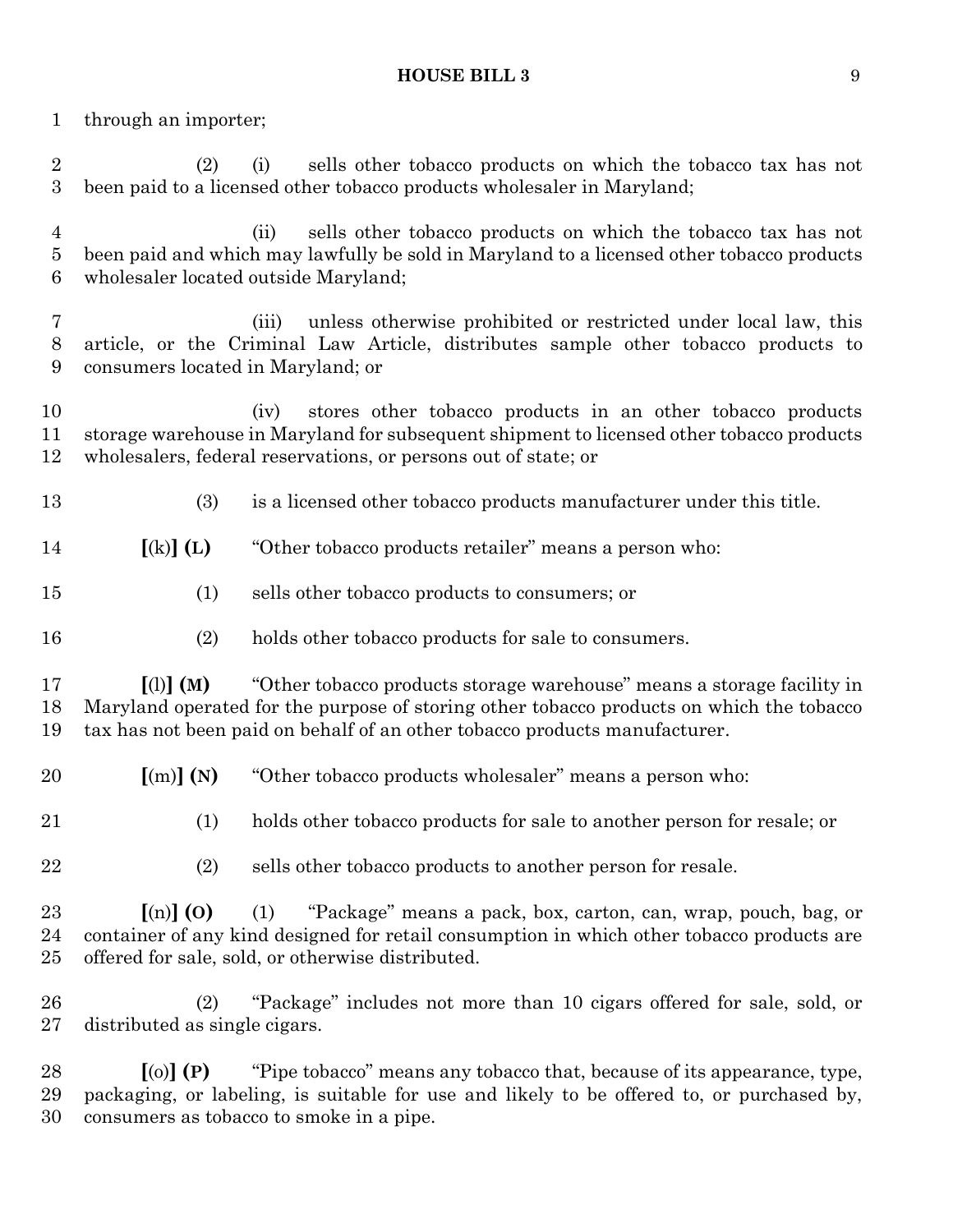through an importer;

(2) (i) sells other tobacco products on which the tobacco tax has not been paid to a licensed other tobacco products wholesaler in Maryland;

(ii) sells other tobacco products on which the tobacco tax has not been paid and which may lawfully be sold in Maryland to a licensed other tobacco products wholesaler located outside Maryland;

(iii) unless otherwise prohibited or restricted under local law, this article, or the Criminal Law Article, distributes sample other tobacco products to consumers located in Maryland; or

(iv) stores other tobacco products in an other tobacco products storage warehouse in Maryland for subsequent shipment to licensed other tobacco products wholesalers, federal reservations, or persons out of state; or

(3) is a licensed other tobacco products manufacturer under this title.

**[**(k)**] (L)** "Other tobacco products retailer" means a person who:

(1) sells other tobacco products to consumers; or

(2) holds other tobacco products for sale to consumers.

**[**(l)**] (M)** "Other tobacco products storage warehouse" means a storage facility in Maryland operated for the purpose of storing other tobacco products on which the tobacco tax has not been paid on behalf of an other tobacco products manufacturer.

**[**(m)**] (N)** "Other tobacco products wholesaler" means a person who:

(1) holds other tobacco products for sale to another person for resale; or

(2) sells other tobacco products to another person for resale.

**[**(n)**] (O)** (1) "Package" means a pack, box, carton, can, wrap, pouch, bag, or container of any kind designed for retail consumption in which other tobacco products are offered for sale, sold, or otherwise distributed.

(2) "Package" includes not more than 10 cigars offered for sale, sold, or distributed as single cigars.

**[**(o)**] (P)** "Pipe tobacco" means any tobacco that, because of its appearance, type, packaging, or labeling, is suitable for use and likely to be offered to, or purchased by, consumers as tobacco to smoke in a pipe.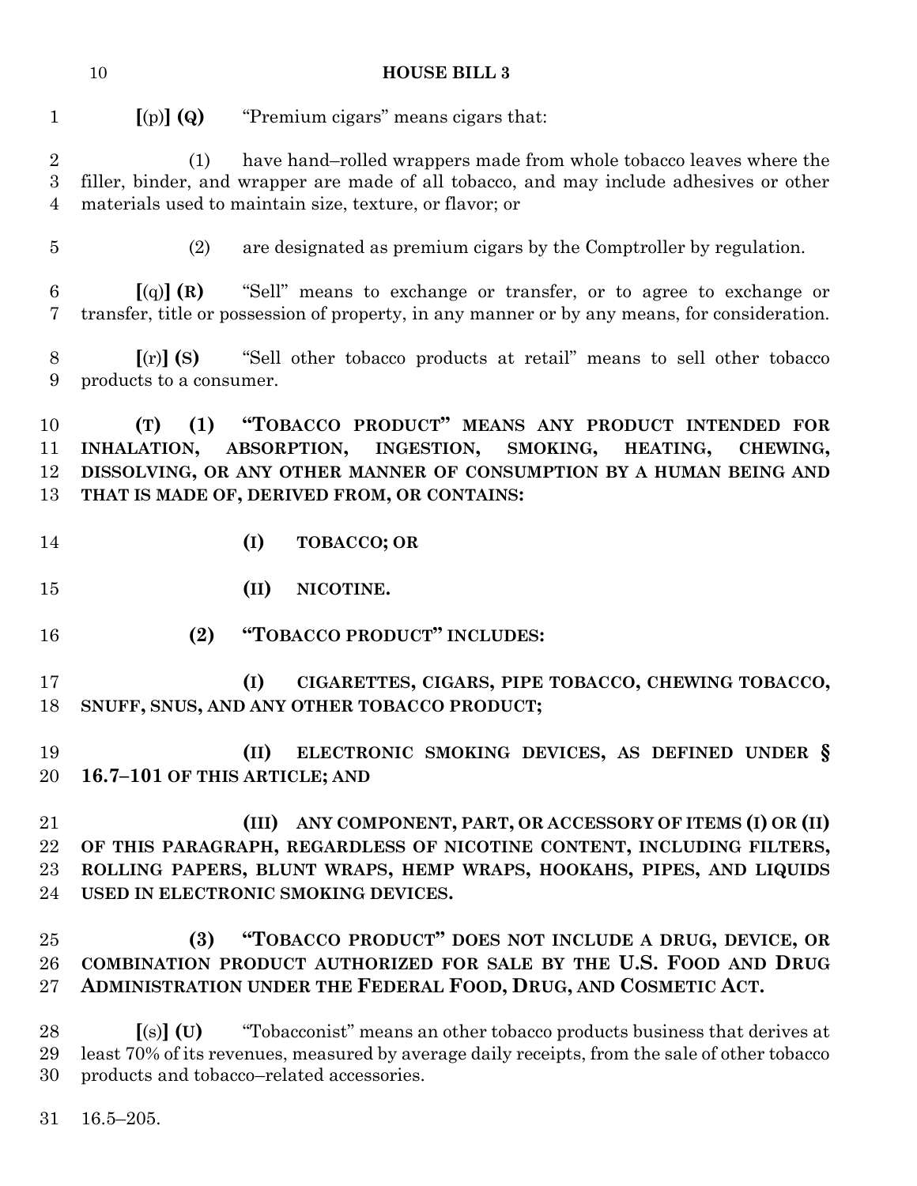**[**(p)**] (Q)** "Premium cigars" means cigars that:

(1) have hand–rolled wrappers made from whole tobacco leaves where the filler, binder, and wrapper are made of all tobacco, and may include adhesives or other materials used to maintain size, texture, or flavor; or

(2) are designated as premium cigars by the Comptroller by regulation.

**[**(q)**] (R)** "Sell" means to exchange or transfer, or to agree to exchange or transfer, title or possession of property, in any manner or by any means, for consideration.

**[**(r)**] (S)** "Sell other tobacco products at retail" means to sell other tobacco products to a consumer.

**(T) (1) "TOBACCO PRODUCT" MEANS ANY PRODUCT INTENDED FOR INHALATION, ABSORPTION, INGESTION, SMOKING, HEATING, CHEWING, DISSOLVING, OR ANY OTHER MANNER OF CONSUMPTION BY A HUMAN BEING AND THAT IS MADE OF, DERIVED FROM, OR CONTAINS:**

**(I) TOBACCO; OR**

**(II) NICOTINE.**

**(2) "TOBACCO PRODUCT" INCLUDES:**

**(I) CIGARETTES, CIGARS, PIPE TOBACCO, CHEWING TOBACCO, SNUFF, SNUS, AND ANY OTHER TOBACCO PRODUCT;**

**(II) ELECTRONIC SMOKING DEVICES, AS DEFINED UNDER § 16.7–101 OF THIS ARTICLE; AND**

**(III) ANY COMPONENT, PART, OR ACCESSORY OF ITEMS (I) OR (II) OF THIS PARAGRAPH, REGARDLESS OF NICOTINE CONTENT, INCLUDING FILTERS, ROLLING PAPERS, BLUNT WRAPS, HEMP WRAPS, HOOKAHS, PIPES, AND LIQUIDS USED IN ELECTRONIC SMOKING DEVICES.**

**(3) "TOBACCO PRODUCT" DOES NOT INCLUDE A DRUG, DEVICE, OR COMBINATION PRODUCT AUTHORIZED FOR SALE BY THE U.S. FOOD AND DRUG ADMINISTRATION UNDER THE FEDERAL FOOD, DRUG, AND COSMETIC ACT.**

**[**(s)**] (U)** "Tobacconist" means an other tobacco products business that derives at least 70% of its revenues, measured by average daily receipts, from the sale of other tobacco products and tobacco–related accessories.

16.5–205.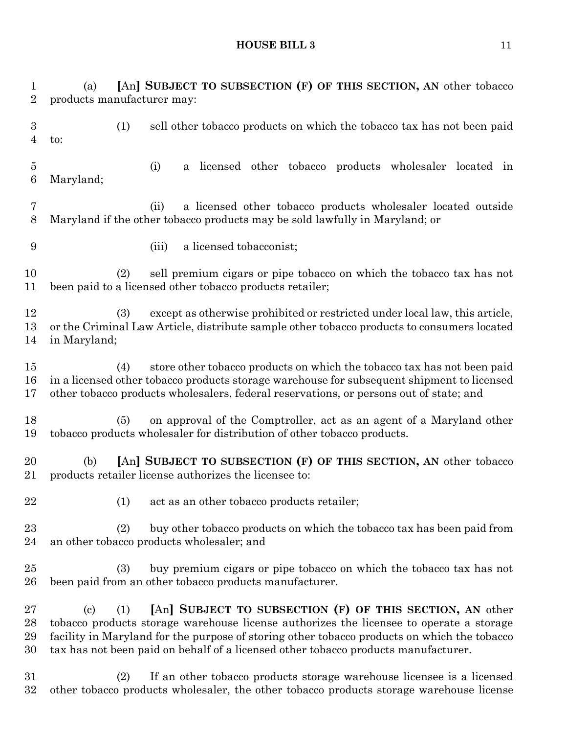(a) **[**An**] SUBJECT TO SUBSECTION (F) OF THIS SECTION, AN** other tobacco products manufacturer may:

(1) sell other tobacco products on which the tobacco tax has not been paid to:

(i) a licensed other tobacco products wholesaler located in Maryland;

(ii) a licensed other tobacco products wholesaler located outside Maryland if the other tobacco products may be sold lawfully in Maryland; or

(iii) a licensed tobacconist;

(2) sell premium cigars or pipe tobacco on which the tobacco tax has not been paid to a licensed other tobacco products retailer;

(3) except as otherwise prohibited or restricted under local law, this article, or the Criminal Law Article, distribute sample other tobacco products to consumers located in Maryland;

(4) store other tobacco products on which the tobacco tax has not been paid in a licensed other tobacco products storage warehouse for subsequent shipment to licensed other tobacco products wholesalers, federal reservations, or persons out of state; and

(5) on approval of the Comptroller, act as an agent of a Maryland other tobacco products wholesaler for distribution of other tobacco products.

(b) **[**An**] SUBJECT TO SUBSECTION (F) OF THIS SECTION, AN** other tobacco products retailer license authorizes the licensee to:

(1) act as an other tobacco products retailer;

(2) buy other tobacco products on which the tobacco tax has been paid from an other tobacco products wholesaler; and

(3) buy premium cigars or pipe tobacco on which the tobacco tax has not been paid from an other tobacco products manufacturer.

(c) (1) **[**An**] SUBJECT TO SUBSECTION (F) OF THIS SECTION, AN** other tobacco products storage warehouse license authorizes the licensee to operate a storage facility in Maryland for the purpose of storing other tobacco products on which the tobacco tax has not been paid on behalf of a licensed other tobacco products manufacturer.

(2) If an other tobacco products storage warehouse licensee is a licensed other tobacco products wholesaler, the other tobacco products storage warehouse license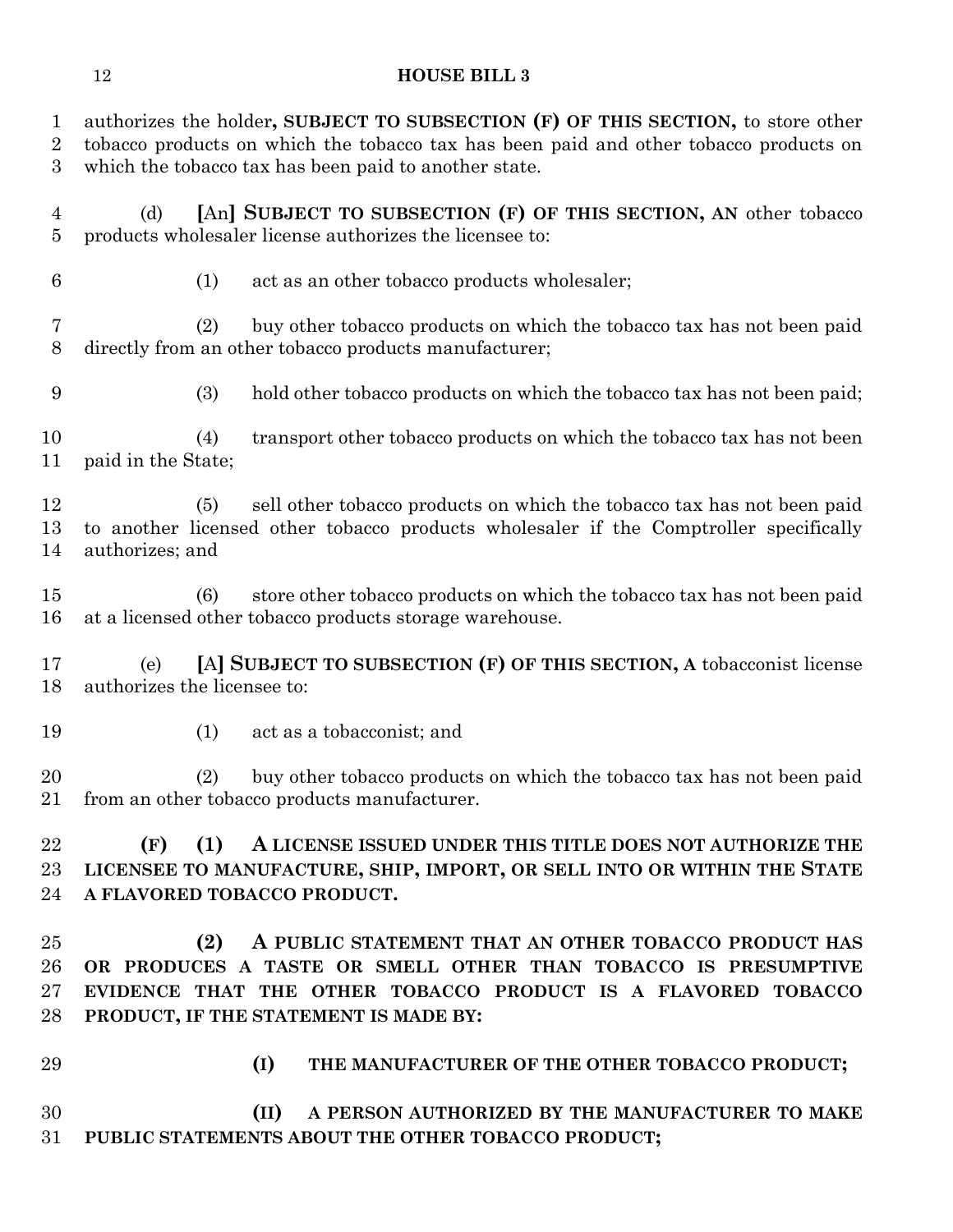authorizes the holder**, SUBJECT TO SUBSECTION (F) OF THIS SECTION,** to store other tobacco products on which the tobacco tax has been paid and other tobacco products on which the tobacco tax has been paid to another state.

(d) [An] **SUBJECT TO SUBSECTION (F) OF THIS SECTION, AN** other tobacco products wholesaler license authorizes the licensee to:

(1) act as an other tobacco products wholesaler;

(2) buy other tobacco products on which the tobacco tax has not been paid directly from an other tobacco products manufacturer;

(3) hold other tobacco products on which the tobacco tax has not been paid;

(4) transport other tobacco products on which the tobacco tax has not been paid in the State;

(5) sell other tobacco products on which the tobacco tax has not been paid to another licensed other tobacco products wholesaler if the Comptroller specifically authorizes; and

(6) store other tobacco products on which the tobacco tax has not been paid at a licensed other tobacco products storage warehouse.

(e) [A] **SUBJECT TO SUBSECTION (F) OF THIS SECTION, A** tobacconist license authorizes the licensee to:

(1) act as a tobacconist; and

(2) buy other tobacco products on which the tobacco tax has not been paid from an other tobacco products manufacturer.

**(F) (1) A LICENSE ISSUED UNDER THIS TITLE DOES NOT AUTHORIZE THE LICENSEE TO MANUFACTURE, SHIP, IMPORT, OR SELL INTO OR WITHIN THE STATE A FLAVORED TOBACCO PRODUCT.**

**(2) A PUBLIC STATEMENT THAT AN OTHER TOBACCO PRODUCT HAS OR PRODUCES A TASTE OR SMELL OTHER THAN TOBACCO IS PRESUMPTIVE EVIDENCE THAT THE OTHER TOBACCO PRODUCT IS A FLAVORED TOBACCO PRODUCT, IF THE STATEMENT IS MADE BY:**

**(I) THE MANUFACTURER OF THE OTHER TOBACCO PRODUCT;**

**(II) A PERSON AUTHORIZED BY THE MANUFACTURER TO MAKE PUBLIC STATEMENTS ABOUT THE OTHER TOBACCO PRODUCT;**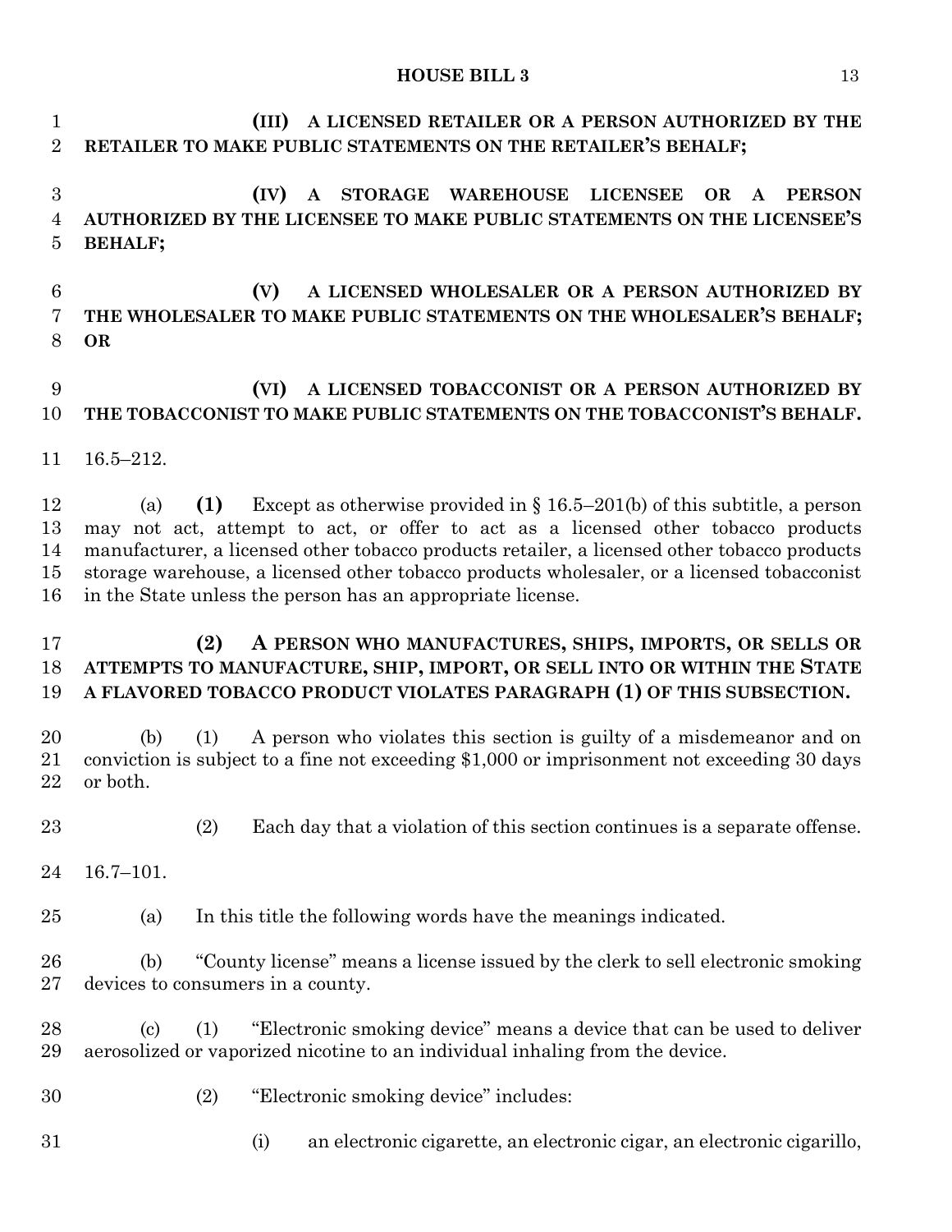**(III) A LICENSED RETAILER OR A PERSON AUTHORIZED BY THE RETAILER TO MAKE PUBLIC STATEMENTS ON THE RETAILER'S BEHALF;**

**(IV) A STORAGE WAREHOUSE LICENSEE OR A PERSON AUTHORIZED BY THE LICENSEE TO MAKE PUBLIC STATEMENTS ON THE LICENSEE'S BEHALF;**

**(V) A LICENSED WHOLESALER OR A PERSON AUTHORIZED BY THE WHOLESALER TO MAKE PUBLIC STATEMENTS ON THE WHOLESALER'S BEHALF; OR**

**(VI) A LICENSED TOBACCONIST OR A PERSON AUTHORIZED BY THE TOBACCONIST TO MAKE PUBLIC STATEMENTS ON THE TOBACCONIST'S BEHALF.**

16.5–212.

(a) **(1)** Except as otherwise provided in § 16.5–201(b) of this subtitle, a person may not act, attempt to act, or offer to act as a licensed other tobacco products manufacturer, a licensed other tobacco products retailer, a licensed other tobacco products storage warehouse, a licensed other tobacco products wholesaler, or a licensed tobacconist in the State unless the person has an appropriate license.

**(2) A PERSON WHO MANUFACTURES, SHIPS, IMPORTS, OR SELLS OR ATTEMPTS TO MANUFACTURE, SHIP, IMPORT, OR SELL INTO OR WITHIN THE STATE A FLAVORED TOBACCO PRODUCT VIOLATES PARAGRAPH (1) OF THIS SUBSECTION.**

(b) (1) A person who violates this section is guilty of a misdemeanor and on conviction is subject to a fine not exceeding $1,000 or imprisonment not exceeding 30 days or both.

(2) Each day that a violation of this section continues is a separate offense.

16.7–101.

(a) In this title the following words have the meanings indicated.

(b) "County license" means a license issued by the clerk to sell electronic smoking devices to consumers in a county.

(c) (1) "Electronic smoking device" means a device that can be used to deliver aerosolized or vaporized nicotine to an individual inhaling from the device.

(2) "Electronic smoking device" includes:

(i) an electronic cigarette, an electronic cigar, an electronic cigarillo,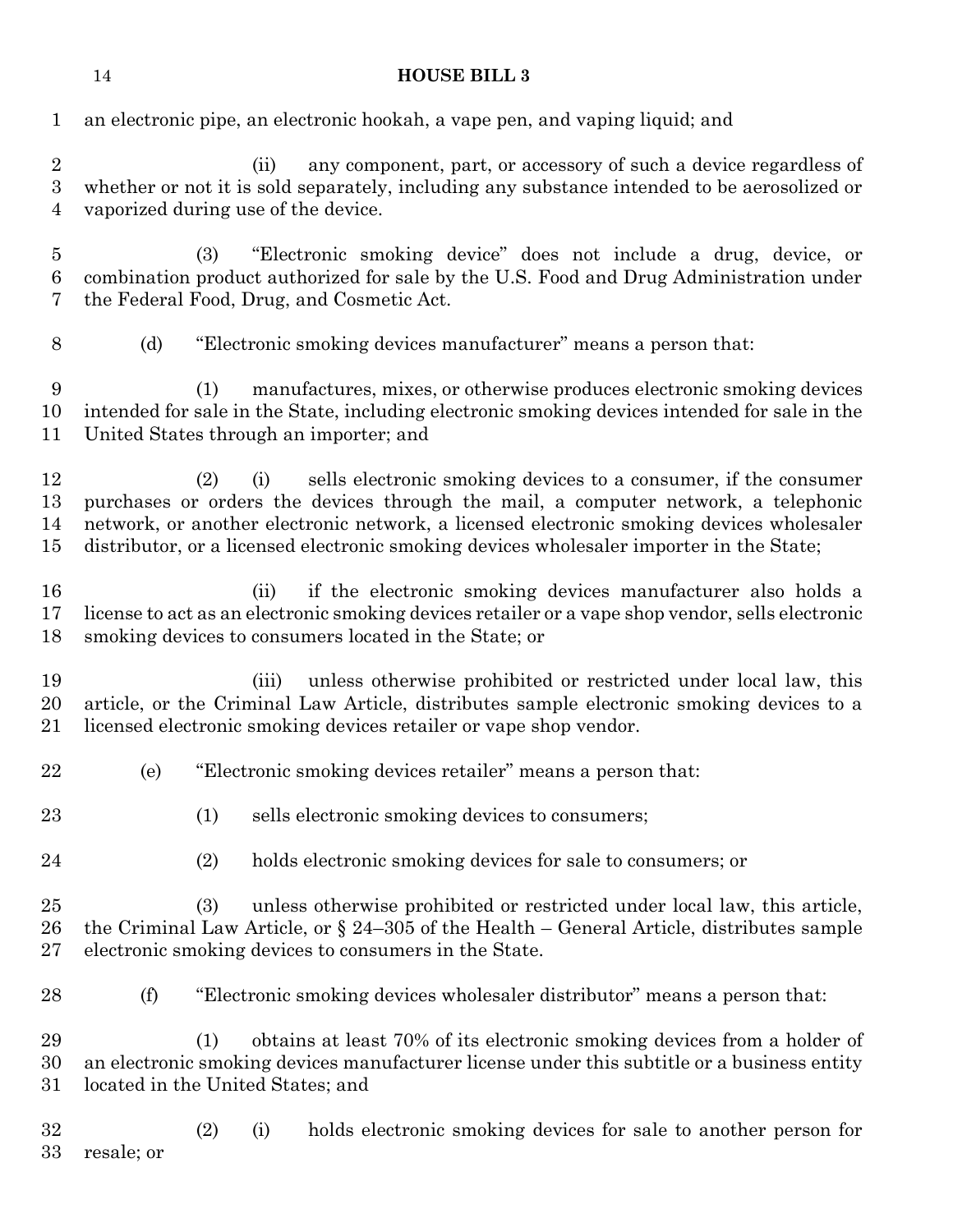an electronic pipe, an electronic hookah, a vape pen, and vaping liquid; and

(ii) any component, part, or accessory of such a device regardless of whether or not it is sold separately, including any substance intended to be aerosolized or vaporized during use of the device.

(3) "Electronic smoking device" does not include a drug, device, or combination product authorized for sale by the U.S. Food and Drug Administration under the Federal Food, Drug, and Cosmetic Act.

(d) "Electronic smoking devices manufacturer" means a person that:

(1) manufactures, mixes, or otherwise produces electronic smoking devices intended for sale in the State, including electronic smoking devices intended for sale in the United States through an importer; and

(2) (i) sells electronic smoking devices to a consumer, if the consumer purchases or orders the devices through the mail, a computer network, a telephonic network, or another electronic network, a licensed electronic smoking devices wholesaler distributor, or a licensed electronic smoking devices wholesaler importer in the State;

(ii) if the electronic smoking devices manufacturer also holds a license to act as an electronic smoking devices retailer or a vape shop vendor, sells electronic smoking devices to consumers located in the State; or

(iii) unless otherwise prohibited or restricted under local law, this article, or the Criminal Law Article, distributes sample electronic smoking devices to a licensed electronic smoking devices retailer or vape shop vendor.

(e) "Electronic smoking devices retailer" means a person that:

(1) sells electronic smoking devices to consumers;

(2) holds electronic smoking devices for sale to consumers; or

(3) unless otherwise prohibited or restricted under local law, this article, the Criminal Law Article, or § 24–305 of the Health – General Article, distributes sample electronic smoking devices to consumers in the State.

(f) "Electronic smoking devices wholesaler distributor" means a person that:

(1) obtains at least 70% of its electronic smoking devices from a holder of an electronic smoking devices manufacturer license under this subtitle or a business entity located in the United States; and

(2) (i) holds electronic smoking devices for sale to another person for resale; or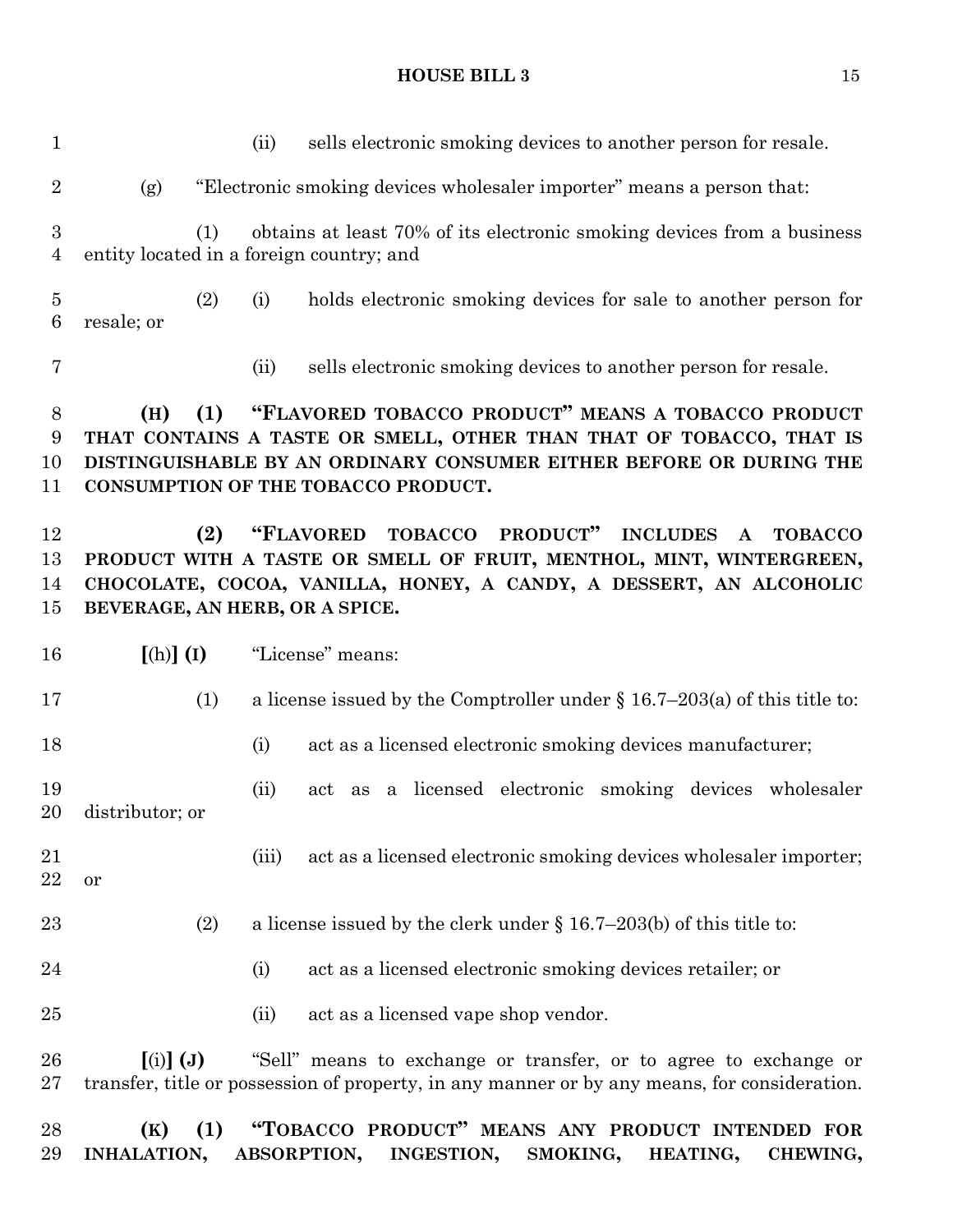(ii) sells electronic smoking devices to another person for resale.

(g) "Electronic smoking devices wholesaler importer" means a person that:

(1) obtains at least 70% of its electronic smoking devices from a business entity located in a foreign country; and

(2) (i) holds electronic smoking devices for sale to another person for resale; or

(ii) sells electronic smoking devices to another person for resale.

**(H) (1) "FLAVORED TOBACCO PRODUCT" MEANS A TOBACCO PRODUCT THAT CONTAINS A TASTE OR SMELL, OTHER THAN THAT OF TOBACCO, THAT IS DISTINGUISHABLE BY AN ORDINARY CONSUMER EITHER BEFORE OR DURING THE CONSUMPTION OF THE TOBACCO PRODUCT.**

**(2) "FLAVORED TOBACCO PRODUCT" INCLUDES A TOBACCO PRODUCT WITH A TASTE OR SMELL OF FRUIT, MENTHOL, MINT, WINTERGREEN, CHOCOLATE, COCOA, VANILLA, HONEY, A CANDY, A DESSERT, AN ALCOHOLIC BEVERAGE, AN HERB, OR A SPICE.**

**[**(h)**] (I)** "License" means:

(1) a license issued by the Comptroller under § 16.7–203(a) of this title to:

(i) act as a licensed electronic smoking devices manufacturer;

(ii) act as a licensed electronic smoking devices wholesaler distributor; or

(iii) act as a licensed electronic smoking devices wholesaler importer; or

(2) a license issued by the clerk under § 16.7–203(b) of this title to:

(i) act as a licensed electronic smoking devices retailer; or

(ii) act as a licensed vape shop vendor.

**[**(i)**] (J)** "Sell" means to exchange or transfer, or to agree to exchange or transfer, title or possession of property, in any manner or by any means, for consideration.

**(K) (1) "TOBACCO PRODUCT" MEANS ANY PRODUCT INTENDED FOR INHALATION, ABSORPTION, INGESTION, SMOKING, HEATING, CHEWING,**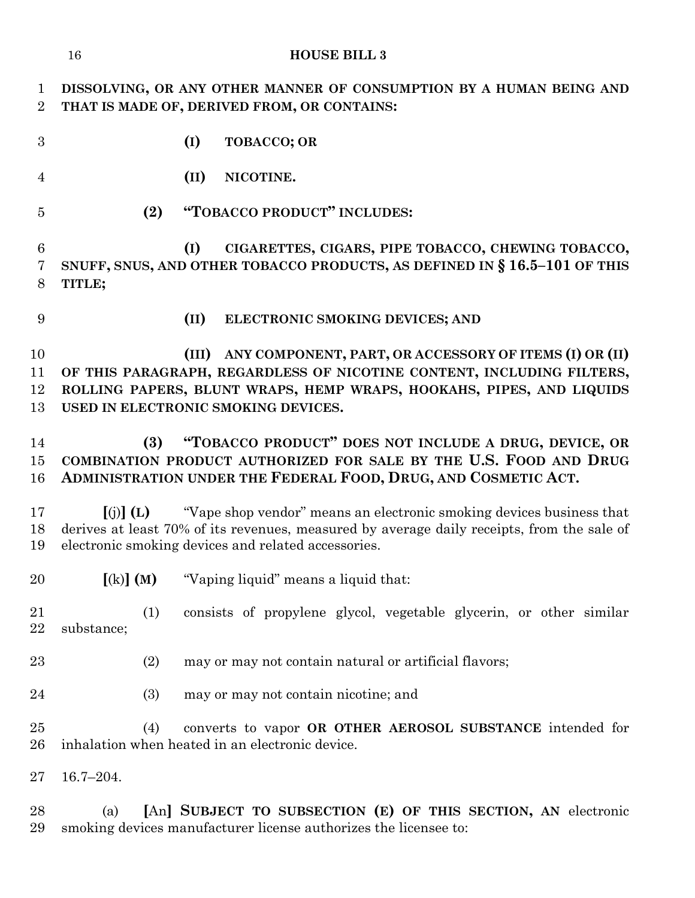**DISSOLVING, OR ANY OTHER MANNER OF CONSUMPTION BY A HUMAN BEING AND THAT IS MADE OF, DERIVED FROM, OR CONTAINS:**

**(I) TOBACCO; OR**

**(II) NICOTINE.**

**(2) "TOBACCO PRODUCT" INCLUDES:**

**(I) CIGARETTES, CIGARS, PIPE TOBACCO, CHEWING TOBACCO, SNUFF, SNUS, AND OTHER TOBACCO PRODUCTS, AS DEFINED IN § 16.5–101 OF THIS TITLE;**

**(II) ELECTRONIC SMOKING DEVICES; AND**

**(III) ANY COMPONENT, PART, OR ACCESSORY OF ITEMS (I) OR (II) OF THIS PARAGRAPH, REGARDLESS OF NICOTINE CONTENT, INCLUDING FILTERS, ROLLING PAPERS, BLUNT WRAPS, HEMP WRAPS, HOOKAHS, PIPES, AND LIQUIDS USED IN ELECTRONIC SMOKING DEVICES.**

**(3) "TOBACCO PRODUCT" DOES NOT INCLUDE A DRUG, DEVICE, OR COMBINATION PRODUCT AUTHORIZED FOR SALE BY THE U.S. FOOD AND DRUG ADMINISTRATION UNDER THE FEDERAL FOOD, DRUG, AND COSMETIC ACT.**

**[**(j)**] (L)** "Vape shop vendor" means an electronic smoking devices business that derives at least 70% of its revenues, measured by average daily receipts, from the sale of electronic smoking devices and related accessories.

**[**(k)**] (M)** "Vaping liquid" means a liquid that:

(1) consists of propylene glycol, vegetable glycerin, or other similar substance;

(2) may or may not contain natural or artificial flavors;

(3) may or may not contain nicotine; and

(4) converts to vapor **OR OTHER AEROSOL SUBSTANCE** intended for inhalation when heated in an electronic device.

16.7–204.

(a) **[**An**] SUBJECT TO SUBSECTION (E) OF THIS SECTION, AN** electronic smoking devices manufacturer license authorizes the licensee to: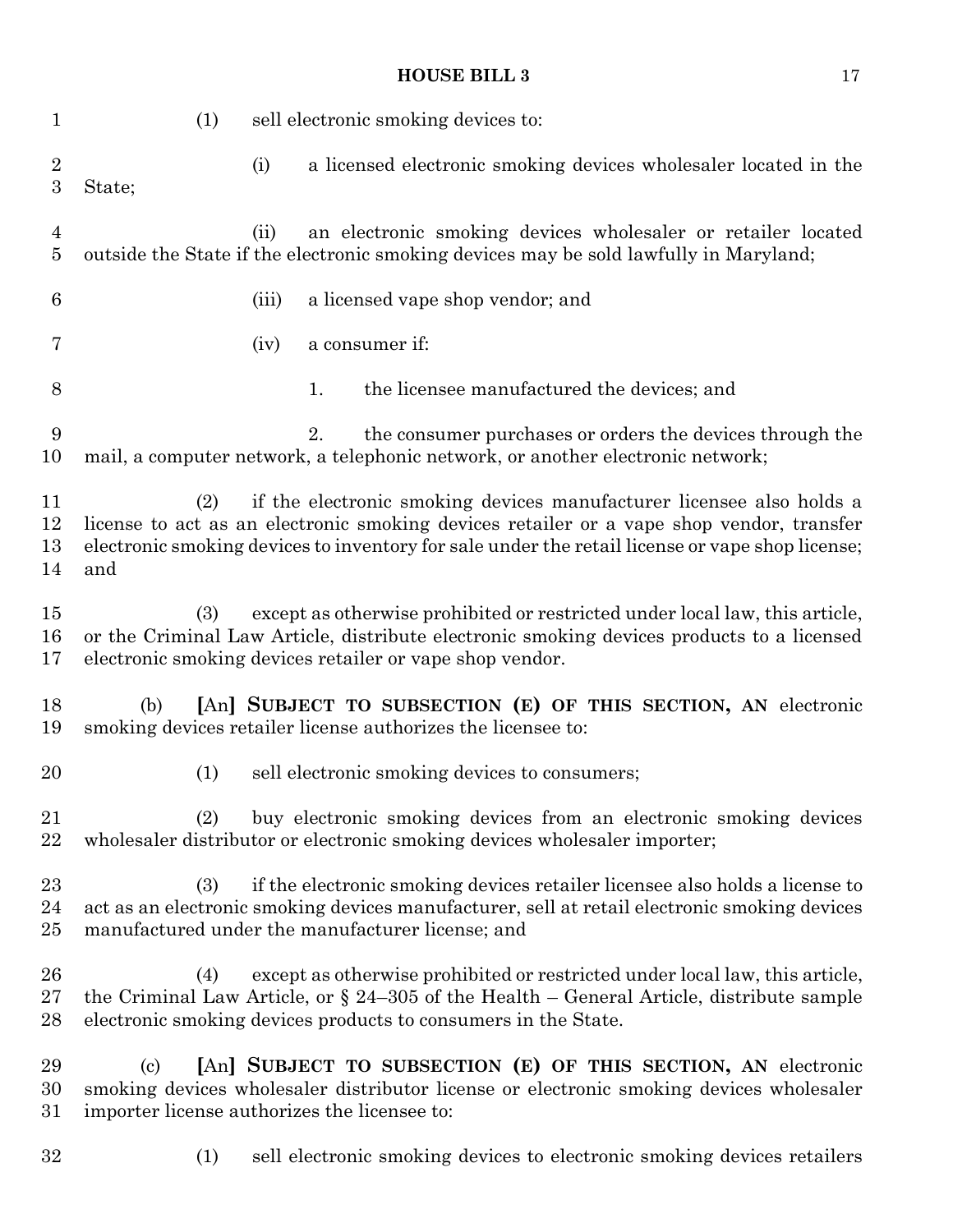(1) sell electronic smoking devices to:

(i) a licensed electronic smoking devices wholesaler located in the State;

(ii) an electronic smoking devices wholesaler or retailer located outside the State if the electronic smoking devices may be sold lawfully in Maryland;

(iii) a licensed vape shop vendor; and

(iv) a consumer if:

1. the licensee manufactured the devices; and

2. the consumer purchases or orders the devices through the mail, a computer network, a telephonic network, or another electronic network;

(2) if the electronic smoking devices manufacturer licensee also holds a license to act as an electronic smoking devices retailer or a vape shop vendor, transfer electronic smoking devices to inventory for sale under the retail license or vape shop license; and

(3) except as otherwise prohibited or restricted under local law, this article, or the Criminal Law Article, distribute electronic smoking devices products to a licensed electronic smoking devices retailer or vape shop vendor.

(b) [An] **SUBJECT TO SUBSECTION (E) OF THIS SECTION, AN** electronic smoking devices retailer license authorizes the licensee to:

(1) sell electronic smoking devices to consumers;

(2) buy electronic smoking devices from an electronic smoking devices wholesaler distributor or electronic smoking devices wholesaler importer;

(3) if the electronic smoking devices retailer licensee also holds a license to act as an electronic smoking devices manufacturer, sell at retail electronic smoking devices manufactured under the manufacturer license; and

(4) except as otherwise prohibited or restricted under local law, this article, the Criminal Law Article, or § 24–305 of the Health – General Article, distribute sample electronic smoking devices products to consumers in the State.

(c) [An] **SUBJECT TO SUBSECTION (E) OF THIS SECTION, AN** electronic smoking devices wholesaler distributor license or electronic smoking devices wholesaler importer license authorizes the licensee to:

(1) sell electronic smoking devices to electronic smoking devices retailers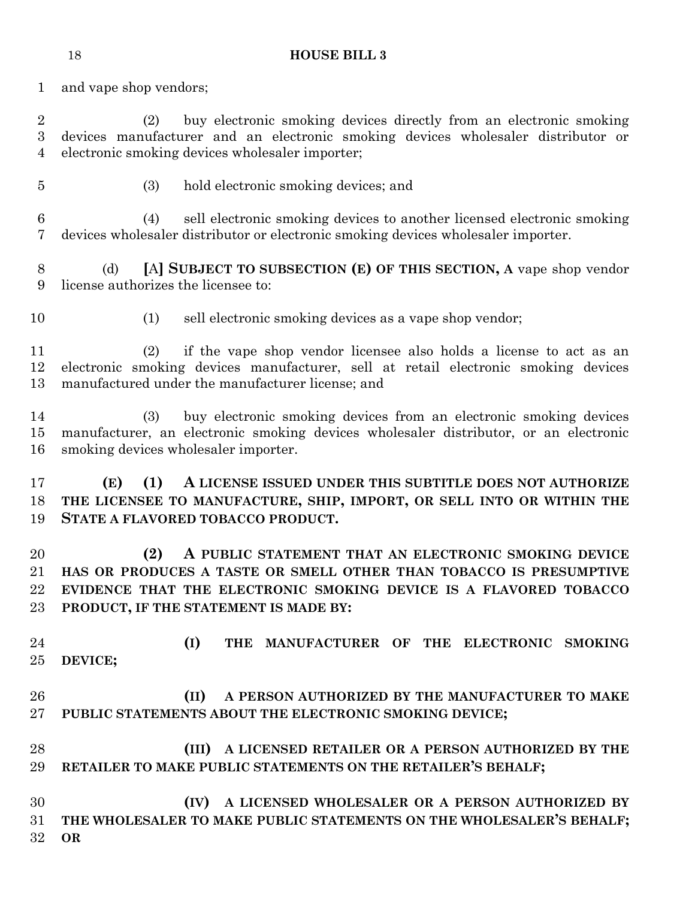and vape shop vendors;

(2) buy electronic smoking devices directly from an electronic smoking devices manufacturer and an electronic smoking devices wholesaler distributor or electronic smoking devices wholesaler importer;

(3) hold electronic smoking devices; and

(4) sell electronic smoking devices to another licensed electronic smoking devices wholesaler distributor or electronic smoking devices wholesaler importer.

(d) **[**A**] SUBJECT TO SUBSECTION (E) OF THIS SECTION, A** vape shop vendor license authorizes the licensee to:

(1) sell electronic smoking devices as a vape shop vendor;

(2) if the vape shop vendor licensee also holds a license to act as an electronic smoking devices manufacturer, sell at retail electronic smoking devices manufactured under the manufacturer license; and

(3) buy electronic smoking devices from an electronic smoking devices manufacturer, an electronic smoking devices wholesaler distributor, or an electronic smoking devices wholesaler importer.

**(E) (1) A LICENSE ISSUED UNDER THIS SUBTITLE DOES NOT AUTHORIZE THE LICENSEE TO MANUFACTURE, SHIP, IMPORT, OR SELL INTO OR WITHIN THE STATE A FLAVORED TOBACCO PRODUCT.**

**(2) A PUBLIC STATEMENT THAT AN ELECTRONIC SMOKING DEVICE HAS OR PRODUCES A TASTE OR SMELL OTHER THAN TOBACCO IS PRESUMPTIVE EVIDENCE THAT THE ELECTRONIC SMOKING DEVICE IS A FLAVORED TOBACCO PRODUCT, IF THE STATEMENT IS MADE BY:**

**(I) THE MANUFACTURER OF THE ELECTRONIC SMOKING DEVICE;**

**(II) A PERSON AUTHORIZED BY THE MANUFACTURER TO MAKE PUBLIC STATEMENTS ABOUT THE ELECTRONIC SMOKING DEVICE;**

**(III) A LICENSED RETAILER OR A PERSON AUTHORIZED BY THE RETAILER TO MAKE PUBLIC STATEMENTS ON THE RETAILER'S BEHALF;**

**(IV) A LICENSED WHOLESALER OR A PERSON AUTHORIZED BY THE WHOLESALER TO MAKE PUBLIC STATEMENTS ON THE WHOLESALER'S BEHALF; OR**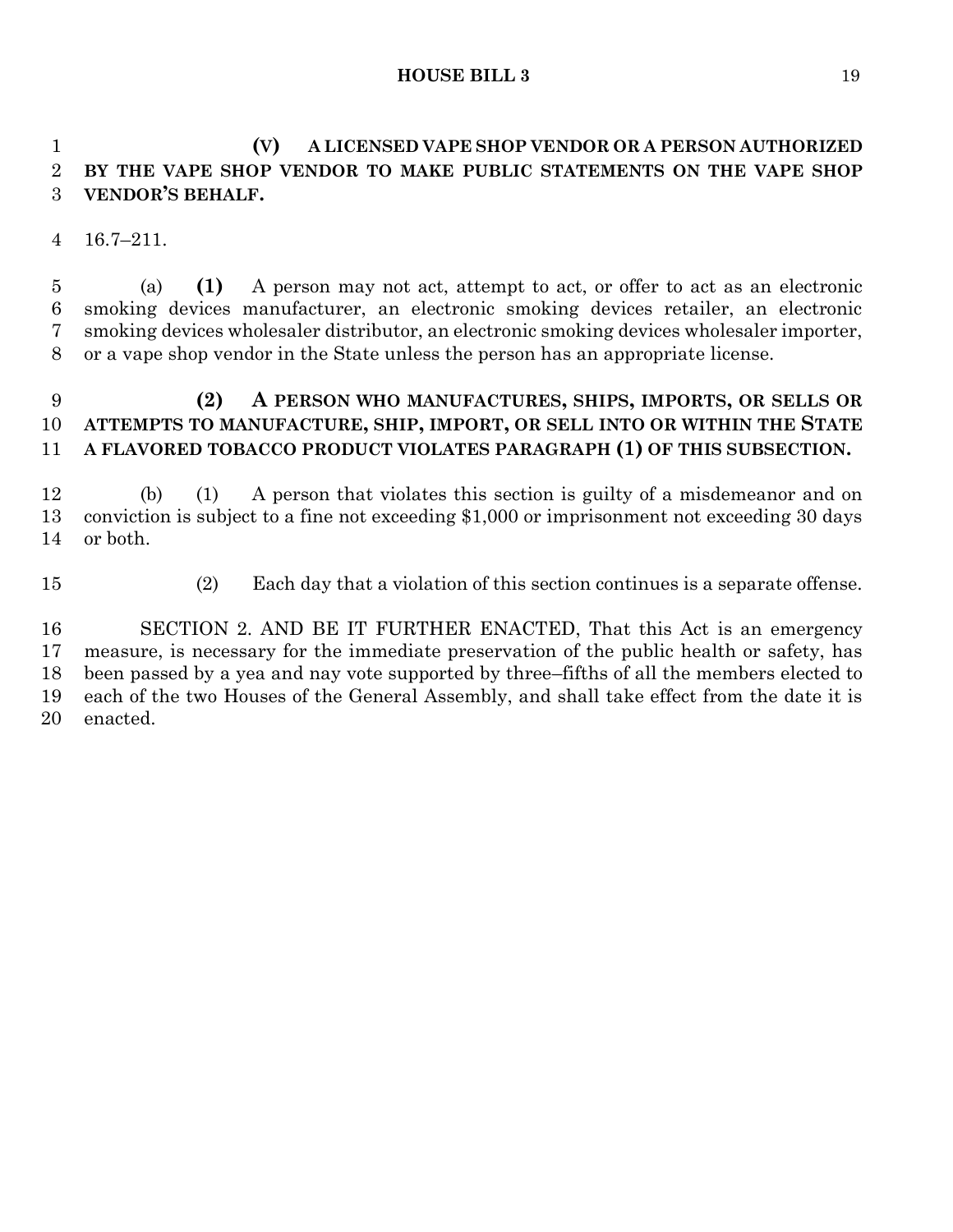**(V) A LICENSED VAPE SHOP VENDOR OR A PERSON AUTHORIZED BY THE VAPE SHOP VENDOR TO MAKE PUBLIC STATEMENTS ON THE VAPE SHOP VENDOR'S BEHALF.**

16.7–211.

(a) **(1)** A person may not act, attempt to act, or offer to act as an electronic smoking devices manufacturer, an electronic smoking devices retailer, an electronic smoking devices wholesaler distributor, an electronic smoking devices wholesaler importer, or a vape shop vendor in the State unless the person has an appropriate license.

**(2) A PERSON WHO MANUFACTURES, SHIPS, IMPORTS, OR SELLS OR ATTEMPTS TO MANUFACTURE, SHIP, IMPORT, OR SELL INTO OR WITHIN THE STATE A FLAVORED TOBACCO PRODUCT VIOLATES PARAGRAPH (1) OF THIS SUBSECTION.**

(b) (1) A person that violates this section is guilty of a misdemeanor and on conviction is subject to a fine not exceeding $1,000 or imprisonment not exceeding 30 days or both.

(2) Each day that a violation of this section continues is a separate offense.

SECTION 2. AND BE IT FURTHER ENACTED, That this Act is an emergency measure, is necessary for the immediate preservation of the public health or safety, has been passed by a yea and nay vote supported by three–fifths of all the members elected to each of the two Houses of the General Assembly, and shall take effect from the date it is enacted.